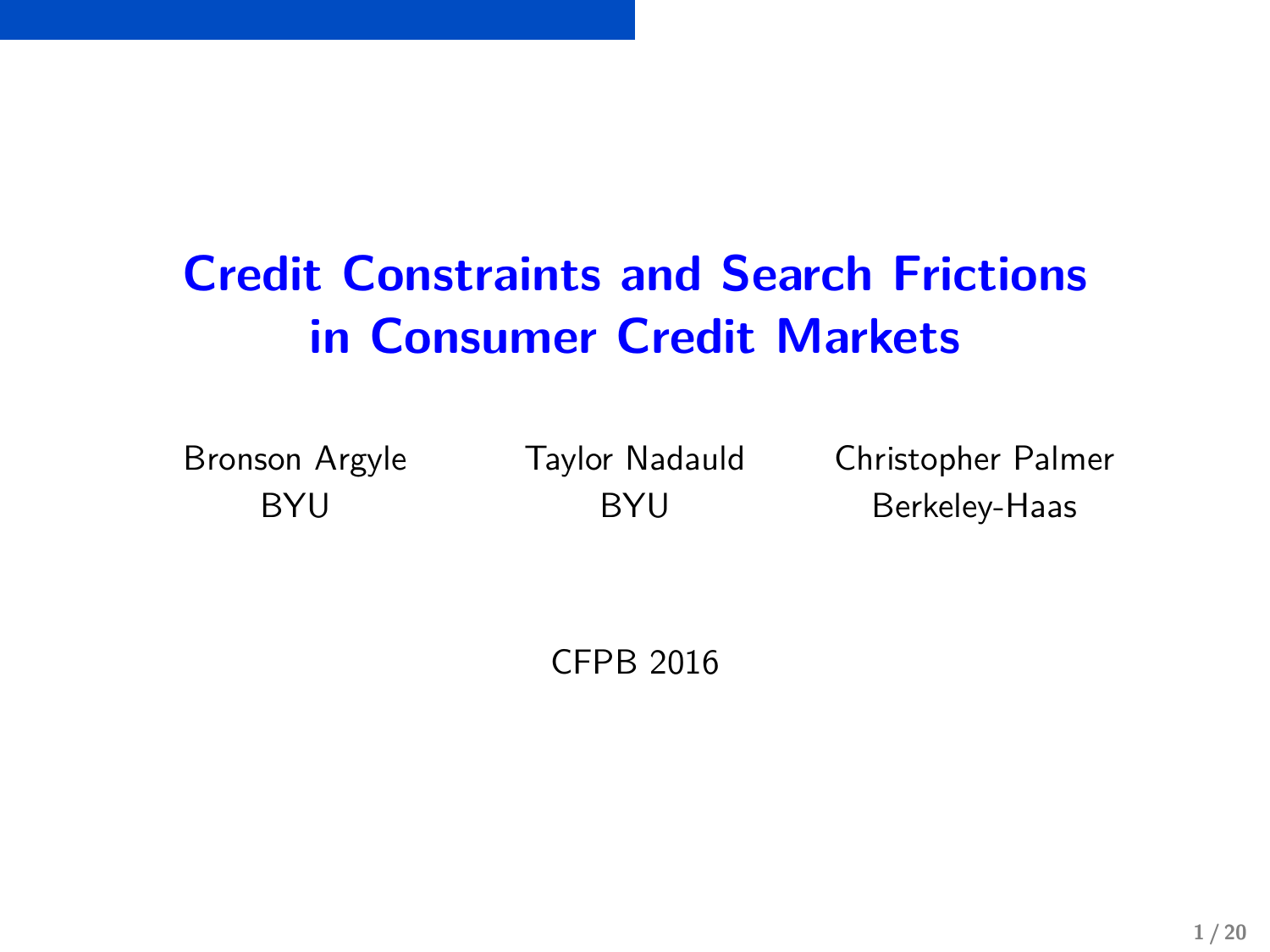# Credit Constraints and Search Frictions in Consumer Credit Markets

Bronson Argyle
BYU

Taylor Nadauld
BYU

Christopher Palmer
Berkeley-Haas

CFPB 2016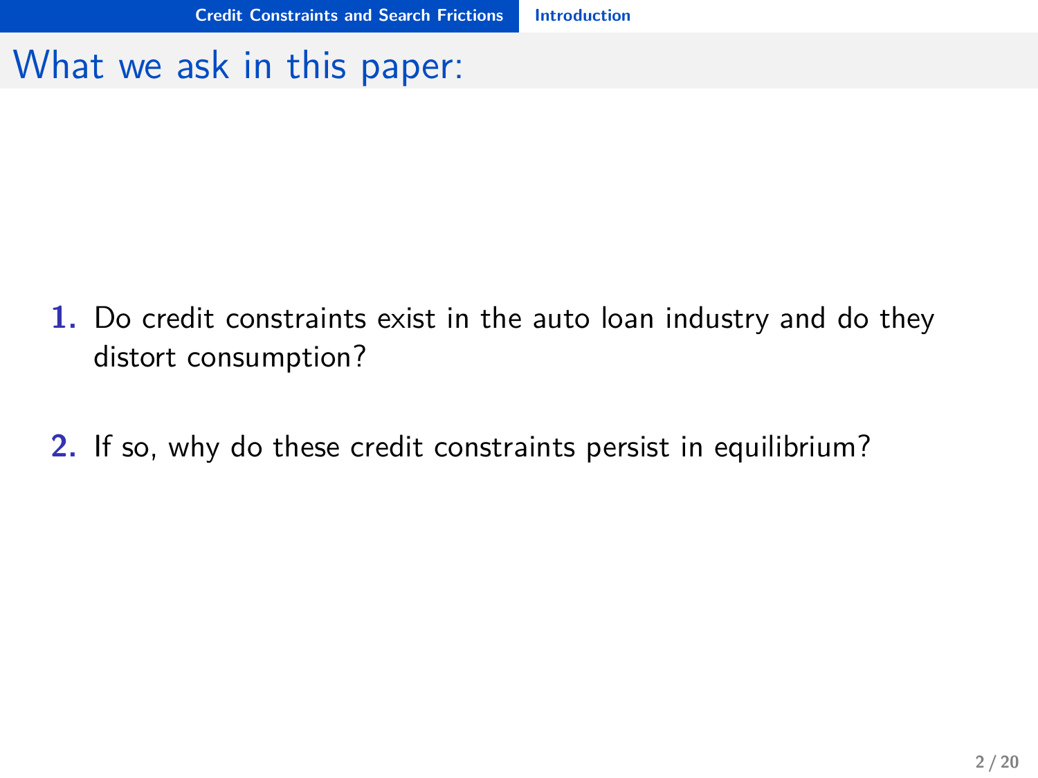# What we ask in this paper:

1. Do credit constraints exist in the auto loan industry and do they distort consumption?

2. If so, why do these credit constraints persist in equilibrium?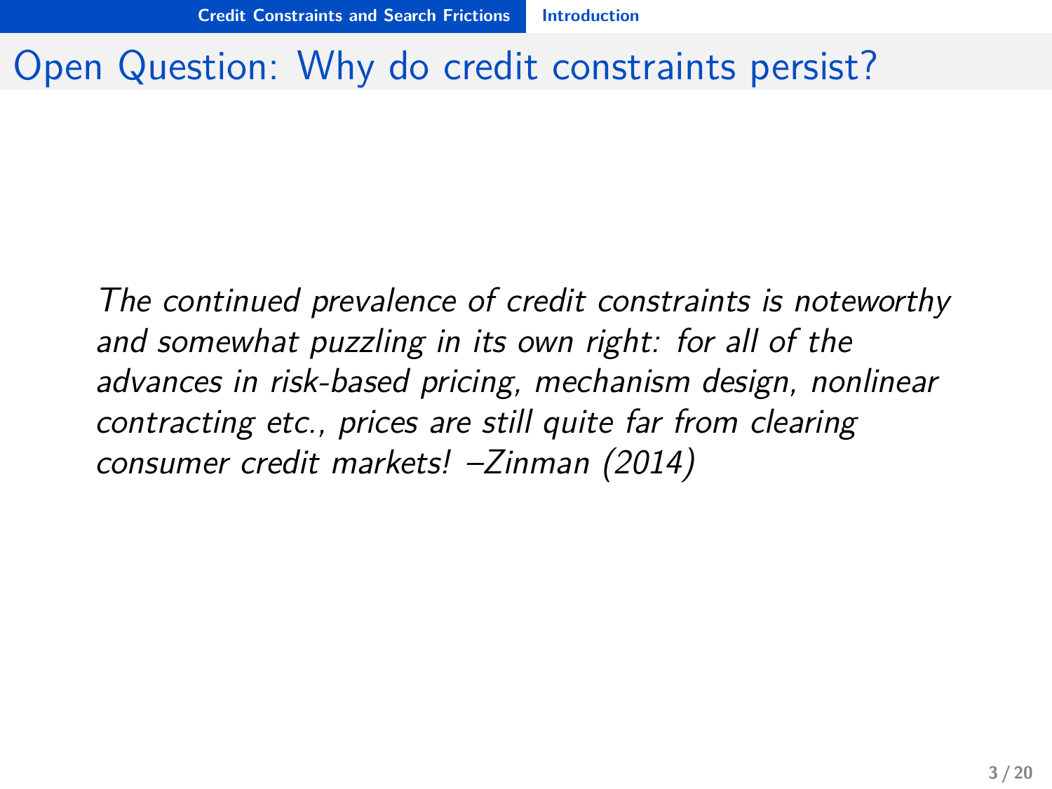# Open Question: Why do credit constraints persist?

*The continued prevalence of credit constraints is noteworthy and somewhat puzzling in its own right: for all of the advances in risk-based pricing, mechanism design, nonlinear contracting etc., prices are still quite far from clearing consumer credit markets! –Zinman (2014)*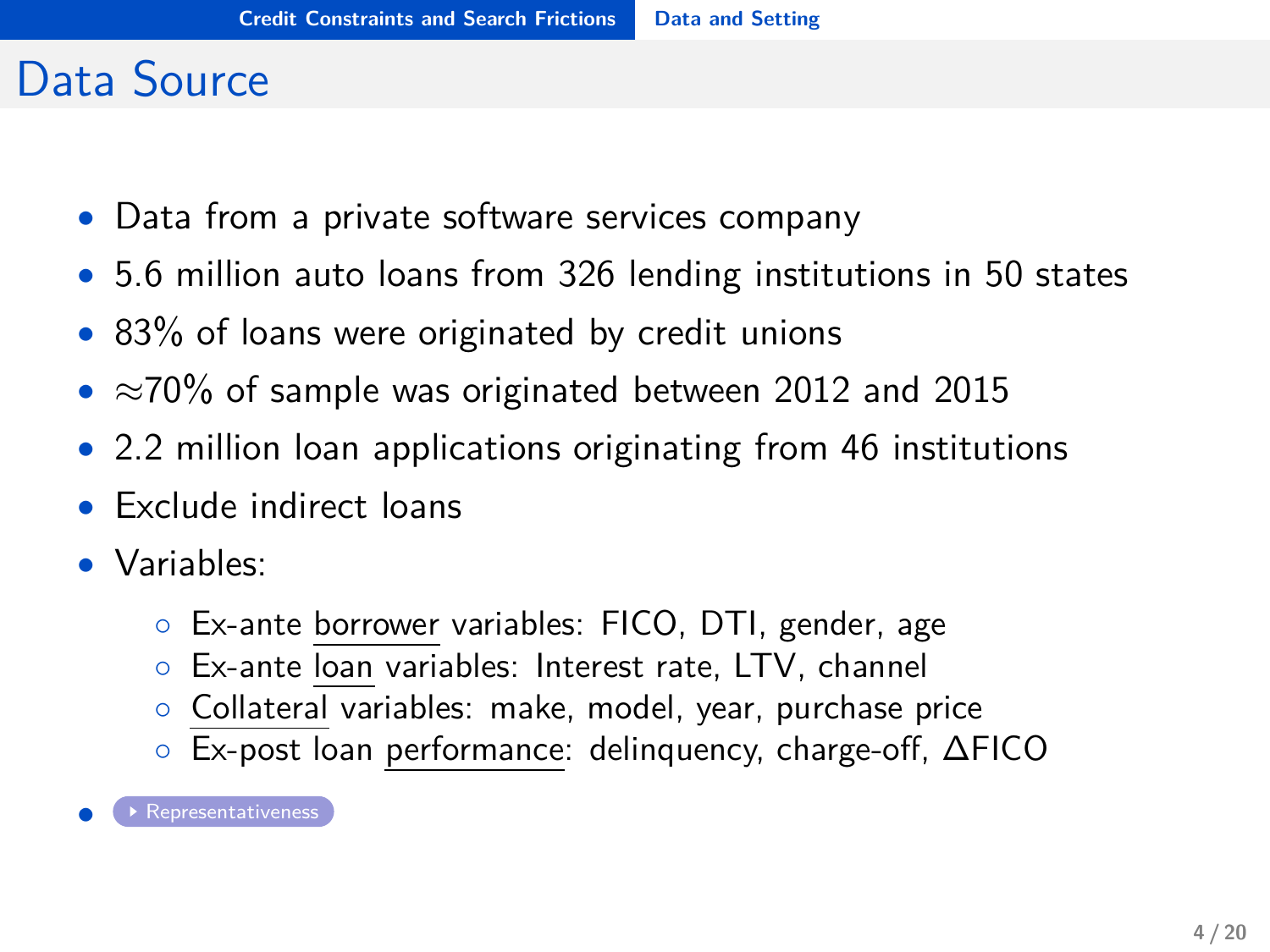# Data Source

- Data from a private software services company
- 5.6 million auto loans from 326 lending institutions in 50 states
- 83% of loans were originated by credit unions
- $\approx$70% of sample was originated between 2012 and 2015
- 2.2 million loan applications originating from 46 institutions
- Exclude indirect loans
- Variables:
  - Ex-ante borrower variables: FICO, DTI, gender, age
  - Ex-ante loan variables: Interest rate, LTV, channel
  - Collateral variables: make, model, year, purchase price
  - Ex-post loan performance: delinquency, charge-off, $\Delta$FICO
- Representativeness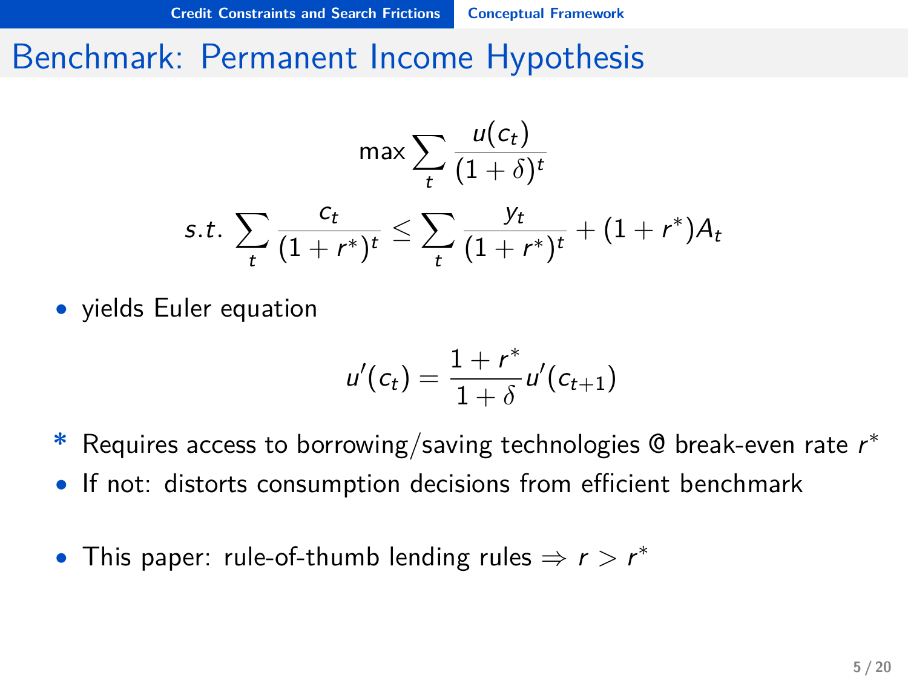# Benchmark: Permanent Income Hypothesis

$$\max \sum_t \frac{u(c_t)}{(1+\delta)^t}$$

$$s.t. \sum_t \frac{c_t}{(1+r^*)^t} \leq \sum_t \frac{y_t}{(1+r^*)^t} + (1+r^*)A_t$$

- yields Euler equation

$$u'(c_t) = \frac{1+r^*}{1+\delta} u'(c_{t+1})$$

* Requires access to borrowing/saving technologies @ break-even rate $r^*$
- If not: distorts consumption decisions from efficient benchmark

- This paper: rule-of-thumb lending rules $\Rightarrow r > r^*$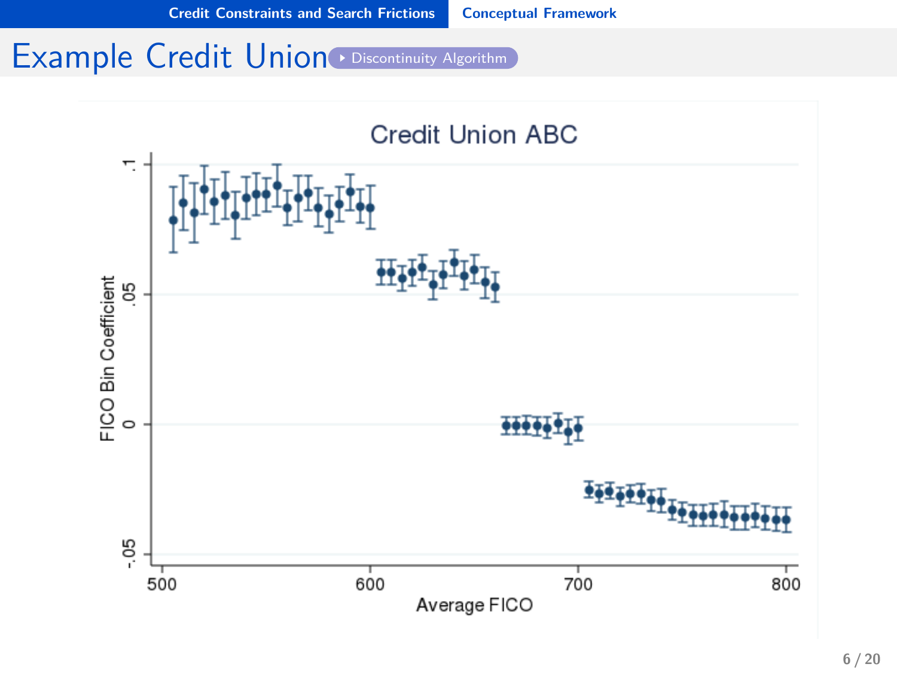# Example Credit Union

Discontinuity Algorithm

Credit Union ABC

FICO Bin Coefficient

Average FICO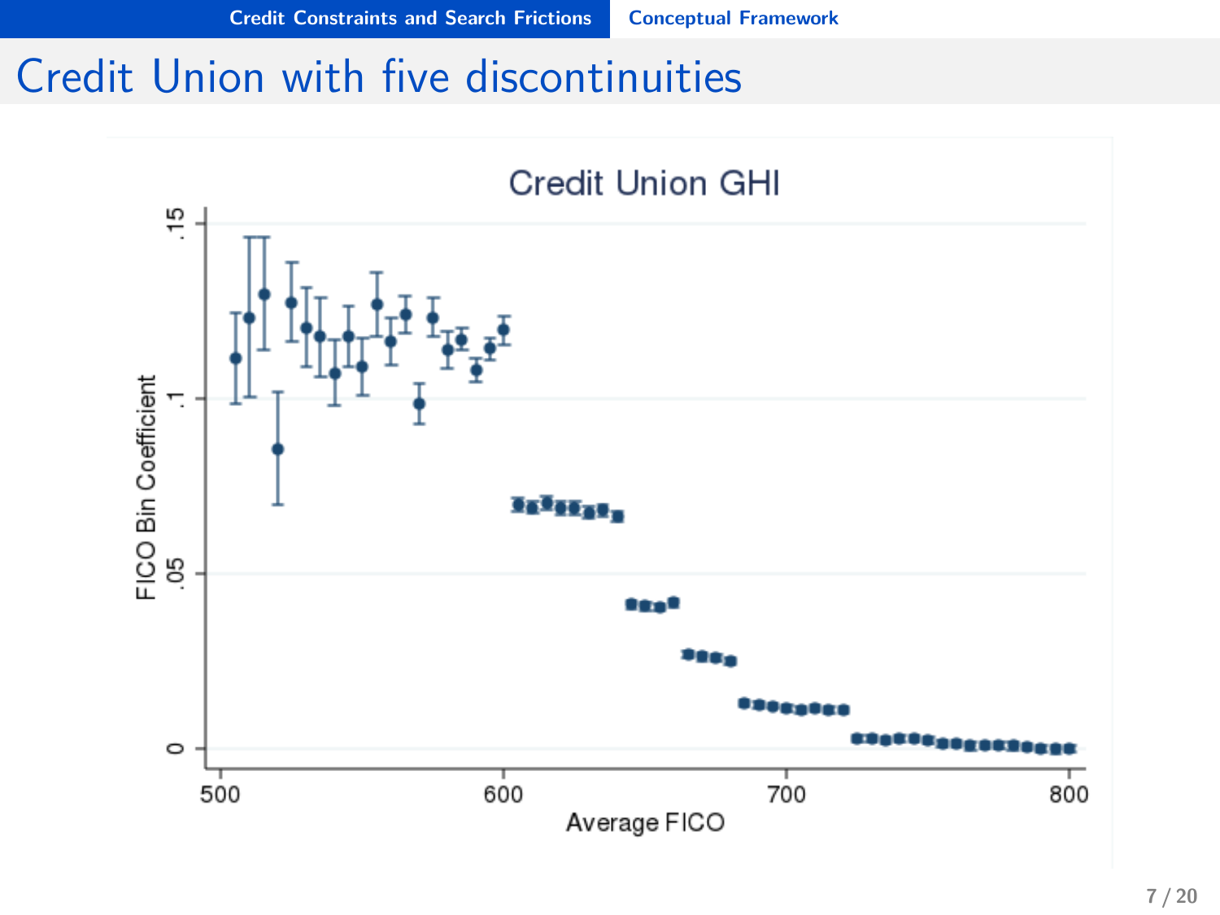# Credit Union with five discontinuities

Credit Union GHI

FICO Bin Coefficient

Average FICO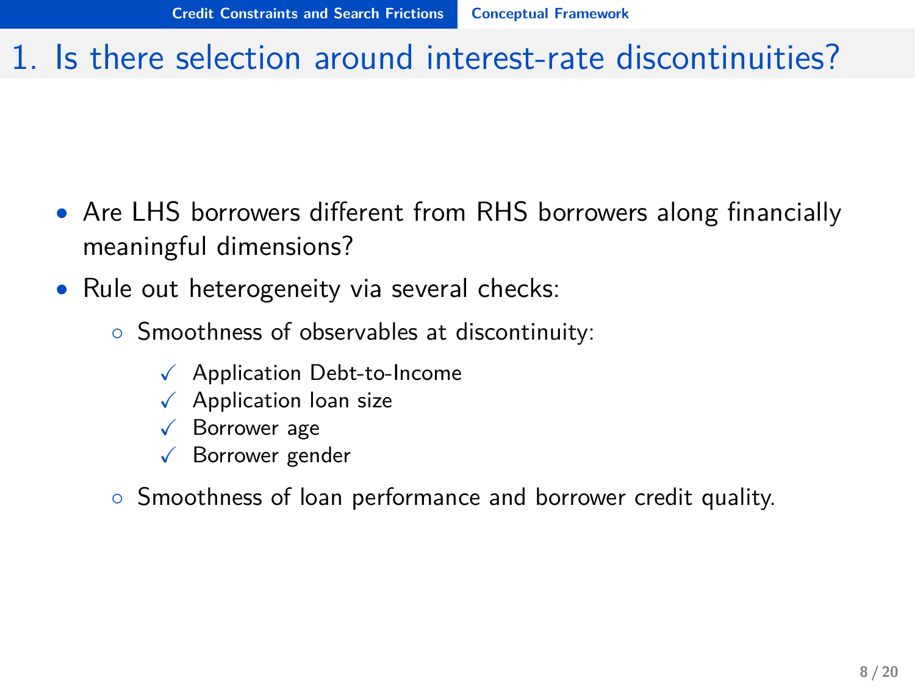# 1. Is there selection around interest-rate discontinuities?

- Are LHS borrowers different from RHS borrowers along financially meaningful dimensions?
- Rule out heterogeneity via several checks:
  - Smoothness of observables at discontinuity:
    - ✓ Application Debt-to-Income
    - ✓ Application loan size
    - ✓ Borrower age
    - ✓ Borrower gender
  - Smoothness of loan performance and borrower credit quality.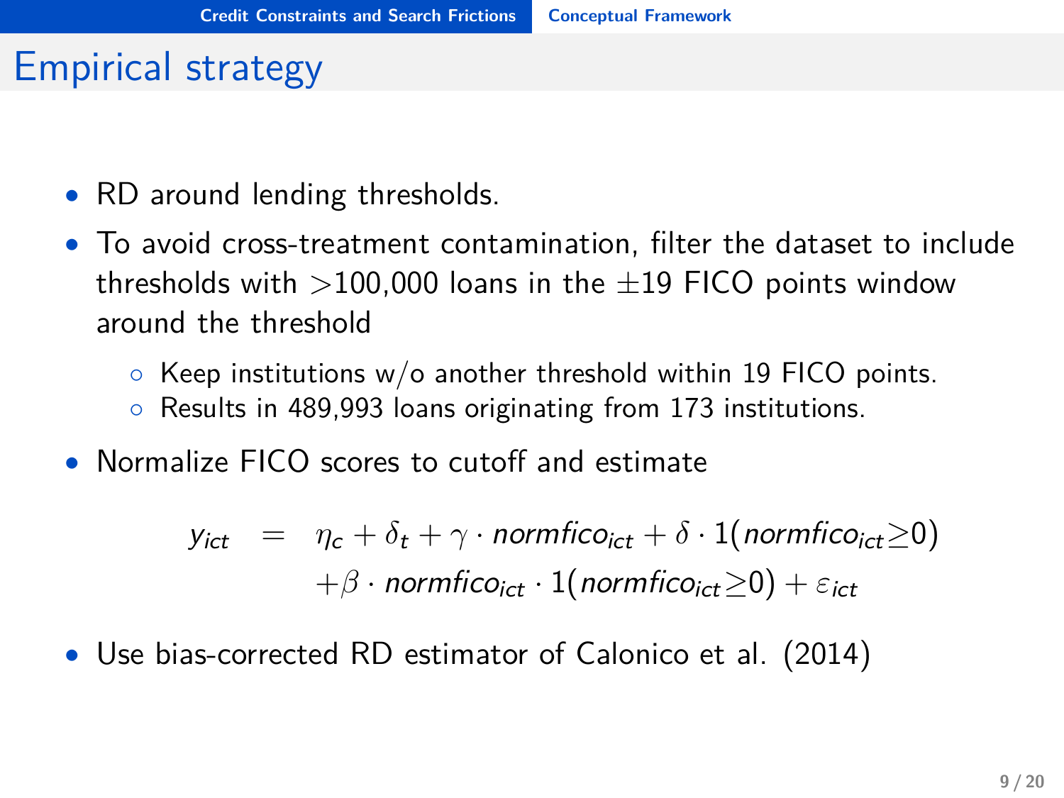# Empirical strategy

- RD around lending thresholds.
- To avoid cross-treatment contamination, filter the dataset to include thresholds with >100,000 loans in the ±19 FICO points window around the threshold
  - Keep institutions w/o another threshold within 19 FICO points.
  - Results in 489,993 loans originating from 173 institutions.
- Normalize FICO scores to cutoff and estimate

$$
\begin{aligned}
y_{ict} &= \eta_c + \delta_t + \gamma \cdot normfico_{ict} + \delta \cdot 1(normfico_{ict} \geq 0) \\
&\quad + \beta \cdot normfico_{ict} \cdot 1(normfico_{ict} \geq 0) + \varepsilon_{ict}
\end{aligned}
$$

- Use bias-corrected RD estimator of Calonico et al. (2014)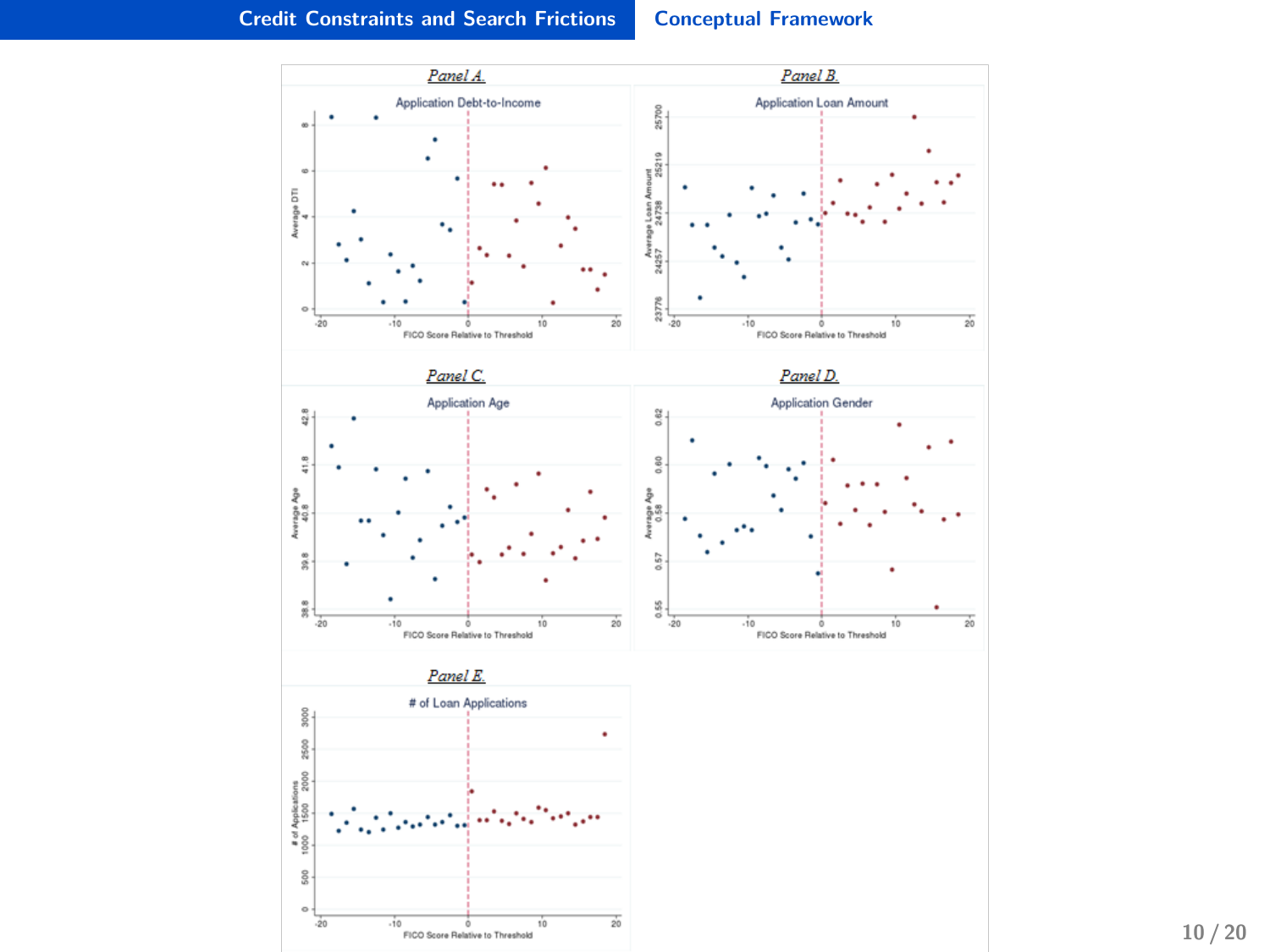*Panel A.*

Application Debt-to-Income

*Panel B.*

Application Loan Amount

*Panel C.*

Application Age

*Panel D.*

Application Gender

*Panel E.*

# of Loan Applications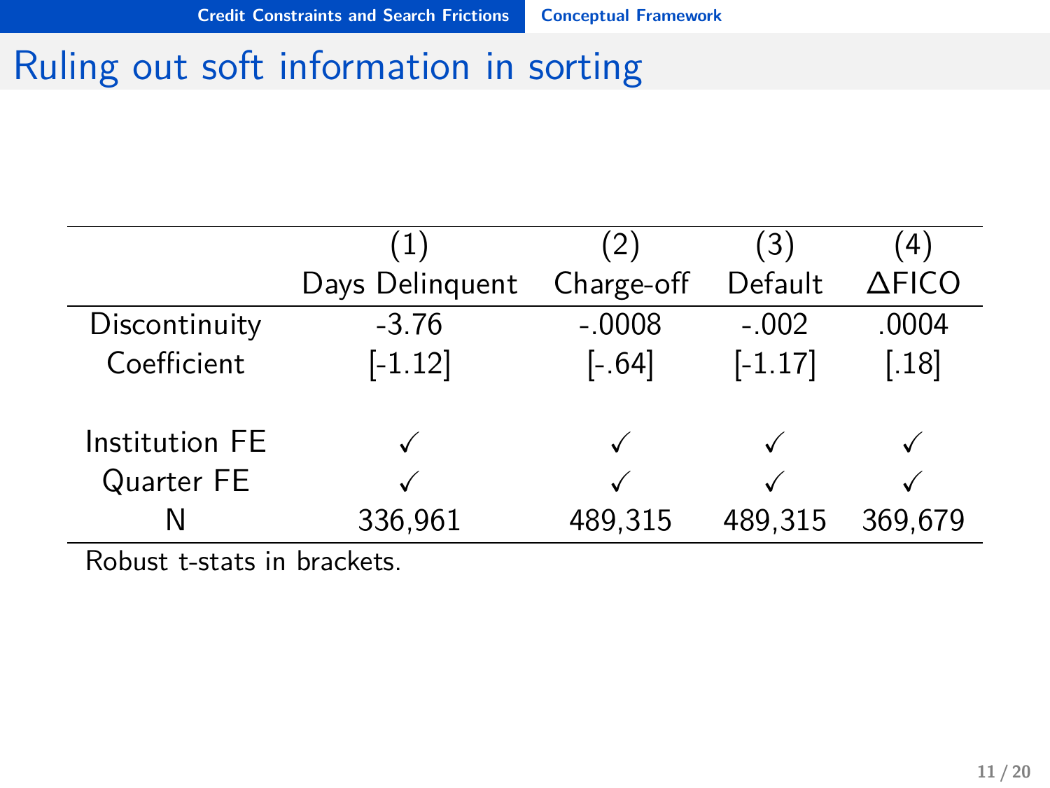# Ruling out soft information in sorting

| | (1) | (2) | (3) | (4) |
|---|---|---|---|---|
| | Days Delinquent | Charge-off | Default | $\Delta$FICO |
| Discontinuity | -3.76 | -.0008 | -.002 | .0004 |
| Coefficient | [-1.12] | [-.64] | [-1.17] | [.18] |
| Institution FE | ✓ | ✓ | ✓ | ✓ |
| Quarter FE | ✓ | ✓ | ✓ | ✓ |
| N | 336,961 | 489,315 | 489,315 | 369,679 |

Robust t-stats in brackets.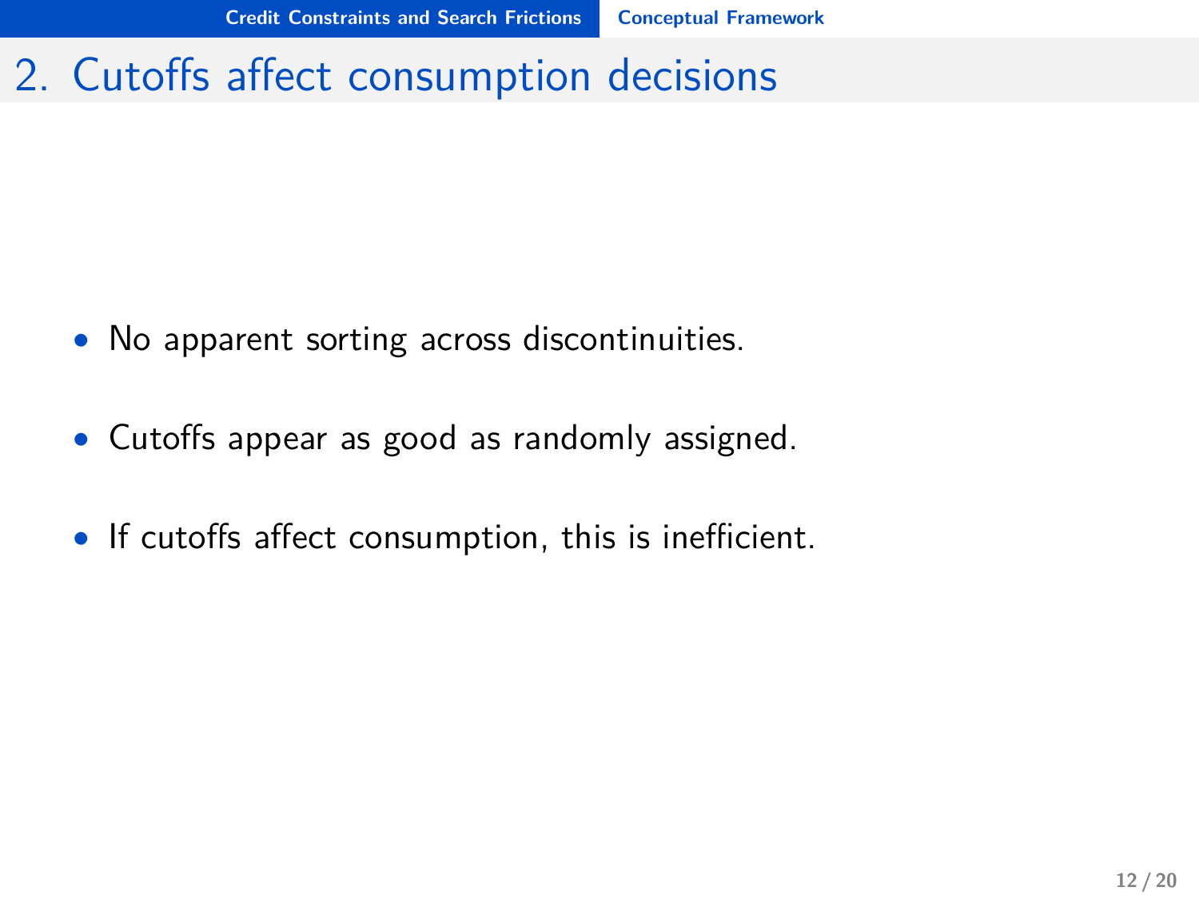# 2. Cutoffs affect consumption decisions

- No apparent sorting across discontinuities.
- Cutoffs appear as good as randomly assigned.
- If cutoffs affect consumption, this is inefficient.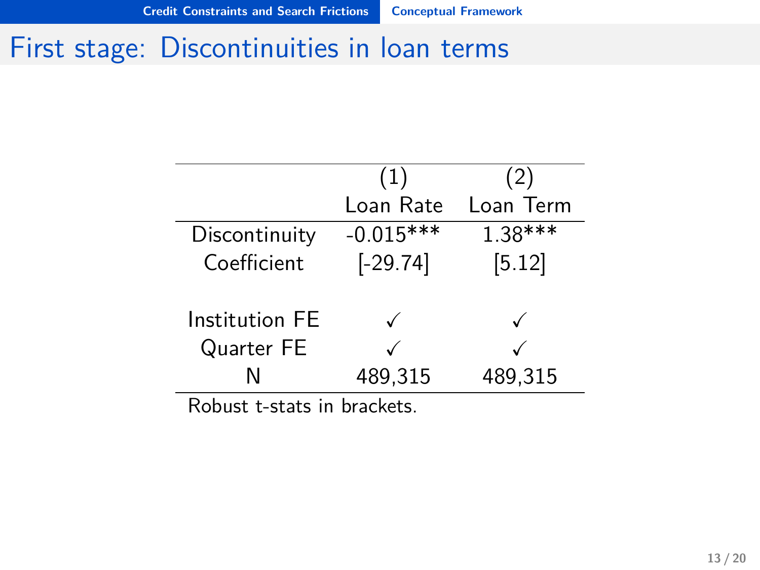# First stage: Discontinuities in loan terms

| | (1) | (2) |
|---|---|---|
| | Loan Rate | Loan Term |
| Discontinuity | -0.015*** | 1.38*** |
| Coefficient | [-29.74] | [5.12] |
| | | |
| Institution FE | ✓ | ✓ |
| Quarter FE | ✓ | ✓ |
| N | 489,315 | 489,315 |

Robust t-stats in brackets.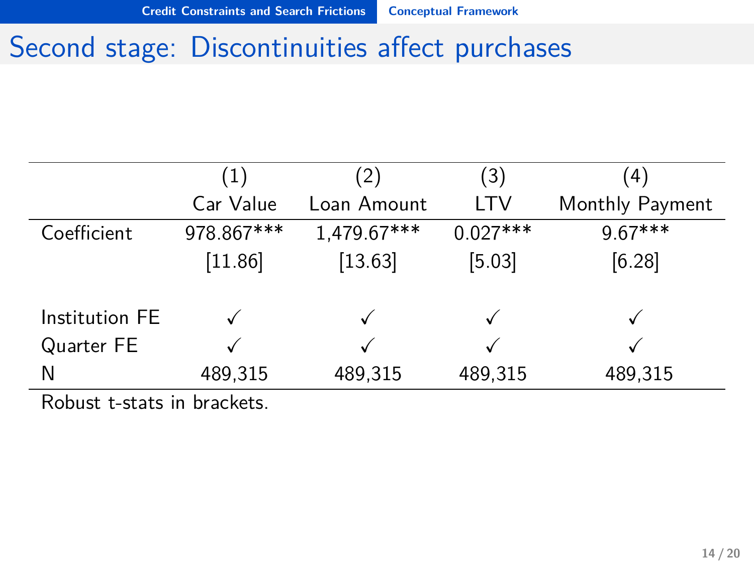# Second stage: Discontinuities affect purchases

| | (1) | (2) | (3) | (4) |
|---|---|---|---|---|
| | Car Value | Loan Amount | LTV | Monthly Payment |
| Coefficient | 978.867*** | 1,479.67*** | 0.027*** | 9.67*** |
| | [11.86] | [13.63] | [5.03] | [6.28] |
| Institution FE | ✓ | ✓ | ✓ | ✓ |
| Quarter FE | ✓ | ✓ | ✓ | ✓ |
| N | 489,315 | 489,315 | 489,315 | 489,315 |

Robust t-stats in brackets.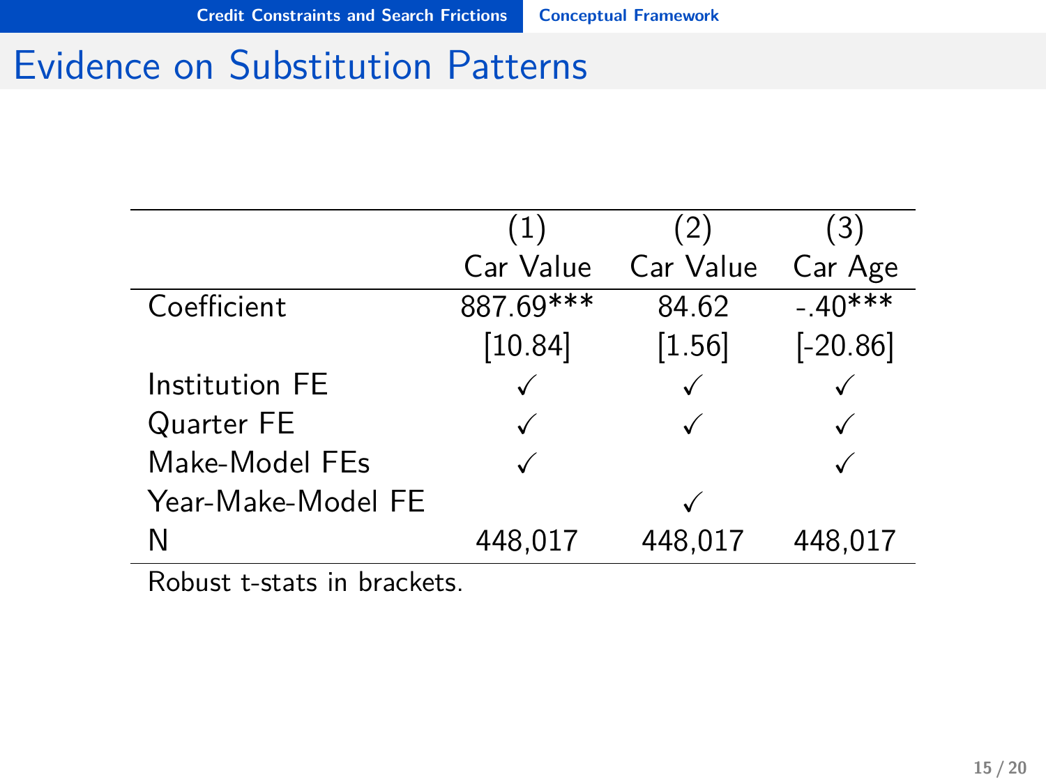# Evidence on Substitution Patterns

| | (1) Car Value | (2) Car Value | (3) Car Age |
|---|---|---|---|
| Coefficient | 887.69*** | 84.62 | -.40*** |
| | [10.84] | [1.56] | [-20.86] |
| Institution FE | ✓ | ✓ | ✓ |
| Quarter FE | ✓ | ✓ | ✓ |
| Make-Model FEs | ✓ | | ✓ |
| Year-Make-Model FE | | ✓ | |
| N | 448,017 | 448,017 | 448,017 |

Robust t-stats in brackets.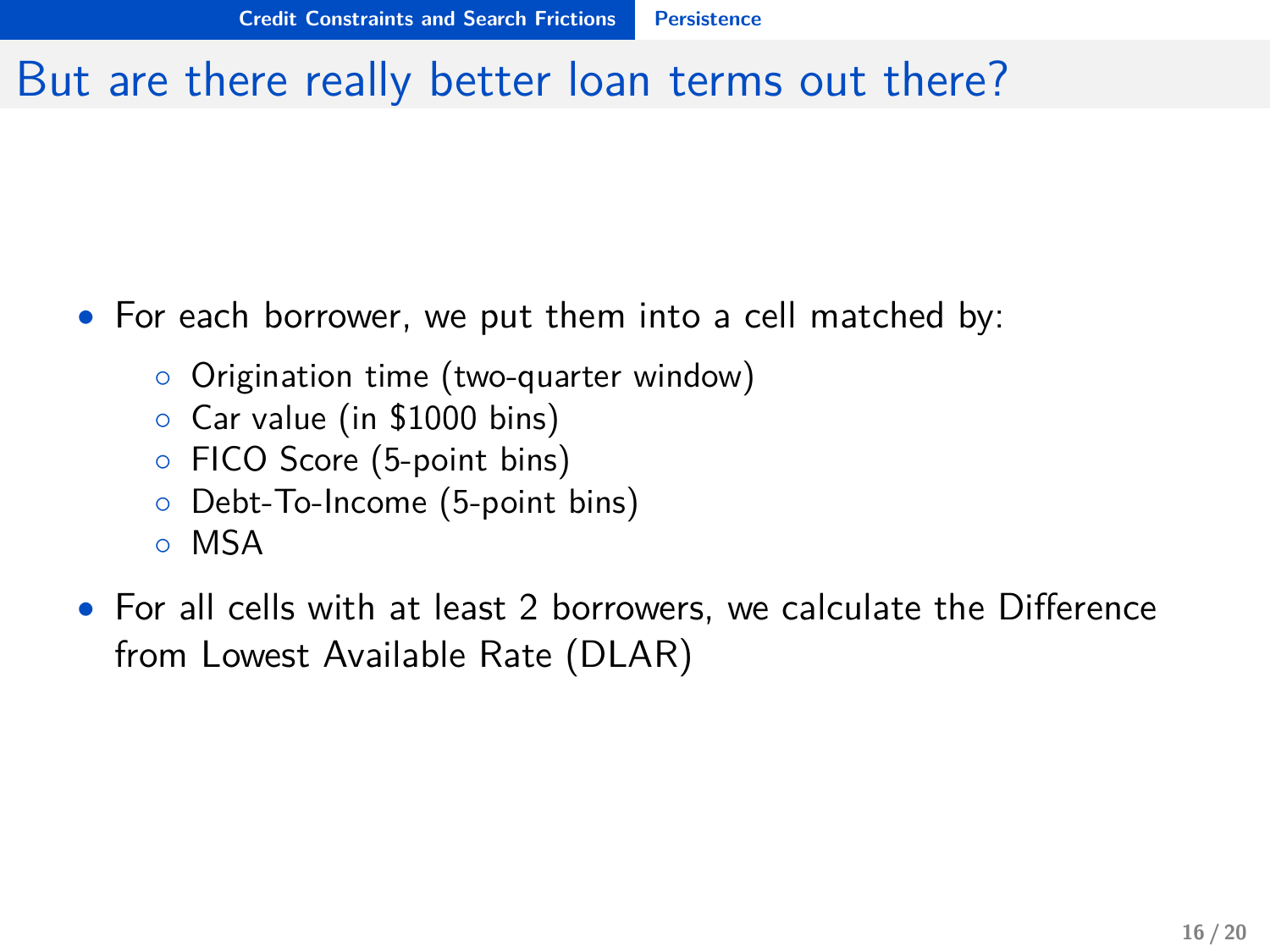# But are there really better loan terms out there?

- For each borrower, we put them into a cell matched by:
  - Origination time (two-quarter window)
  - Car value (in $1000 bins)
  - FICO Score (5-point bins)
  - Debt-To-Income (5-point bins)
  - MSA
- For all cells with at least 2 borrowers, we calculate the Difference from Lowest Available Rate (DLAR)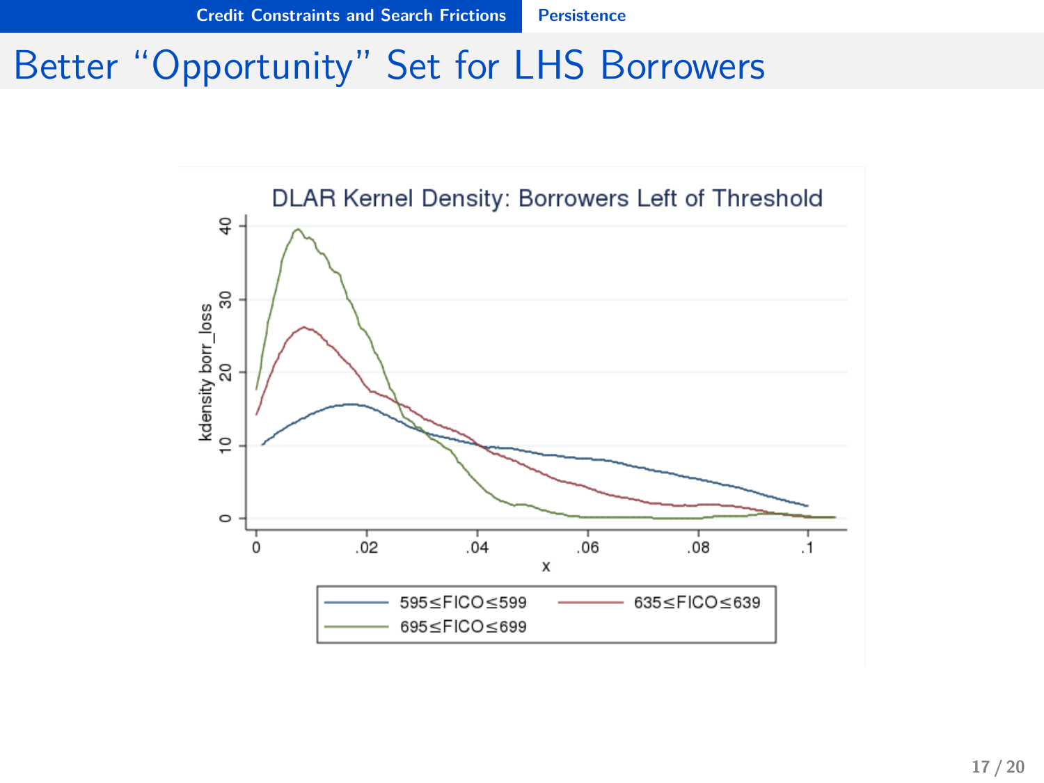# Better "Opportunity" Set for LHS Borrowers

DLAR Kernel Density: Borrowers Left of Threshold

kdensity borr_loss

x

595≤FICO≤599 | 635≤FICO≤639 | 695≤FICO≤699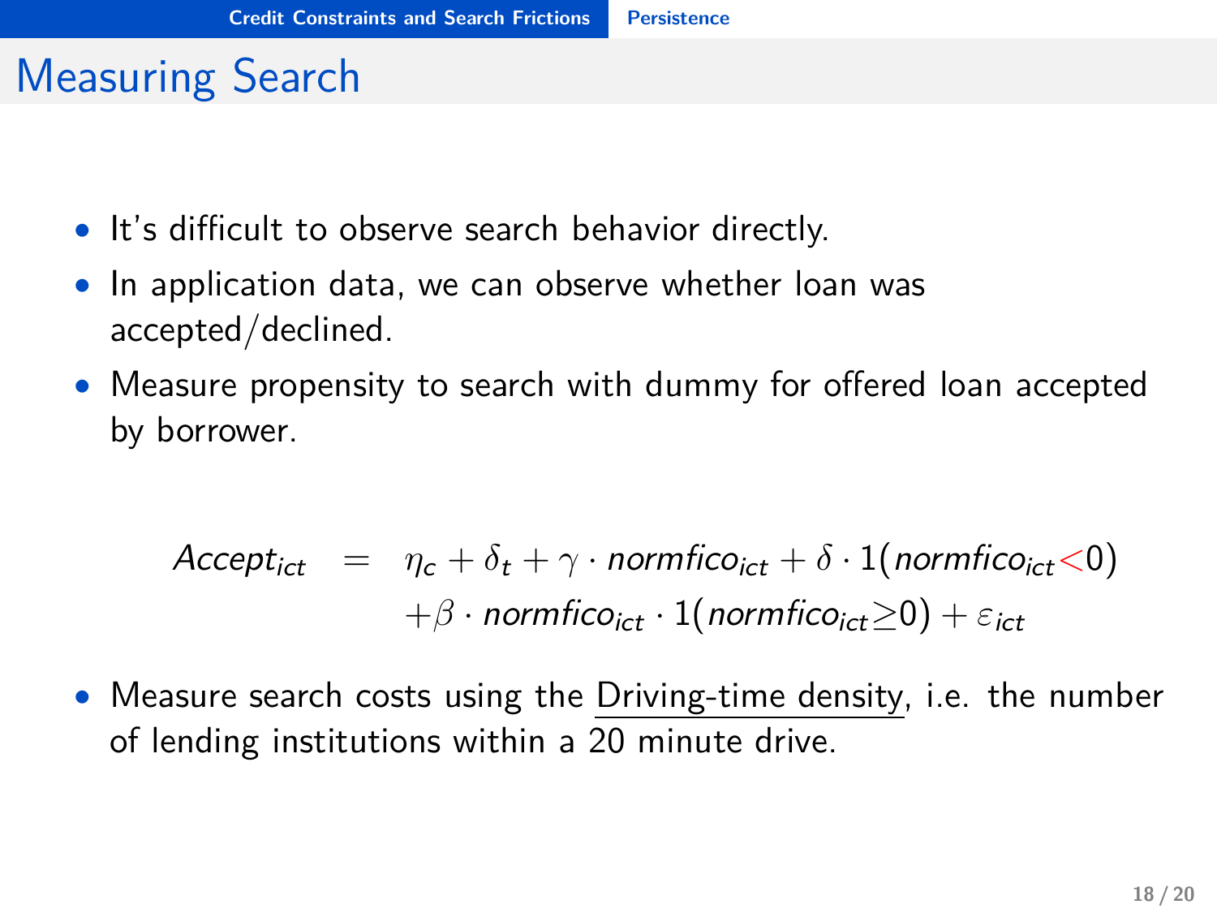# Measuring Search

- It's difficult to observe search behavior directly.
- In application data, we can observe whether loan was accepted/declined.
- Measure propensity to search with dummy for offered loan accepted by borrower.

$$
\begin{aligned}
Accept_{ict} &= \eta_c + \delta_t + \gamma \cdot normfico_{ict} + \delta \cdot 1(normfico_{ict} < 0) \\
&\quad + \beta \cdot normfico_{ict} \cdot 1(normfico_{ict} \geq 0) + \varepsilon_{ict}
\end{aligned}
$$

- Measure search costs using the Driving-time density, i.e. the number of lending institutions within a 20 minute drive.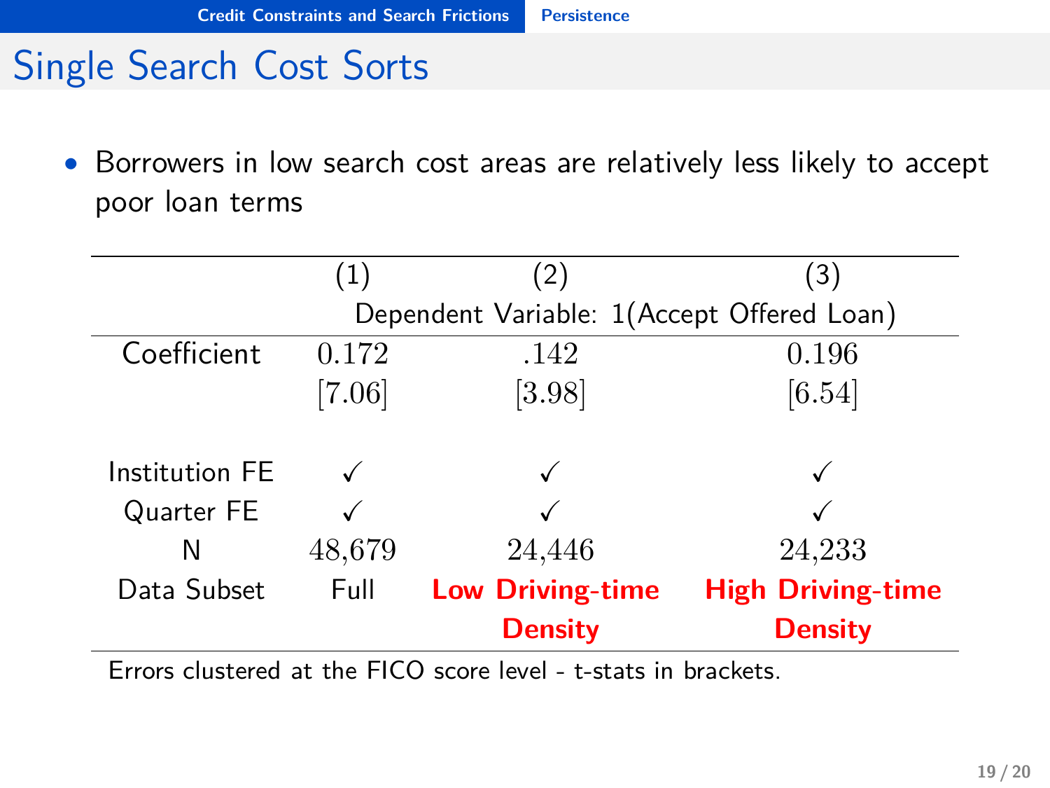# Single Search Cost Sorts

- Borrowers in low search cost areas are relatively less likely to accept poor loan terms

| | (1) | (2) | (3) |
|---|---|---|---|
| | Dependent Variable: 1(Accept Offered Loan) | | |
| Coefficient | 0.172 | .142 | 0.196 |
| | [7.06] | [3.98] | [6.54] |
| Institution FE | ✓ | ✓ | ✓ |
| Quarter FE | ✓ | ✓ | ✓ |
| N | 48,679 | 24,446 | 24,233 |
| Data Subset | Full | **Low Driving-time Density** | **High Driving-time Density** |

Errors clustered at the FICO score level - t-stats in brackets.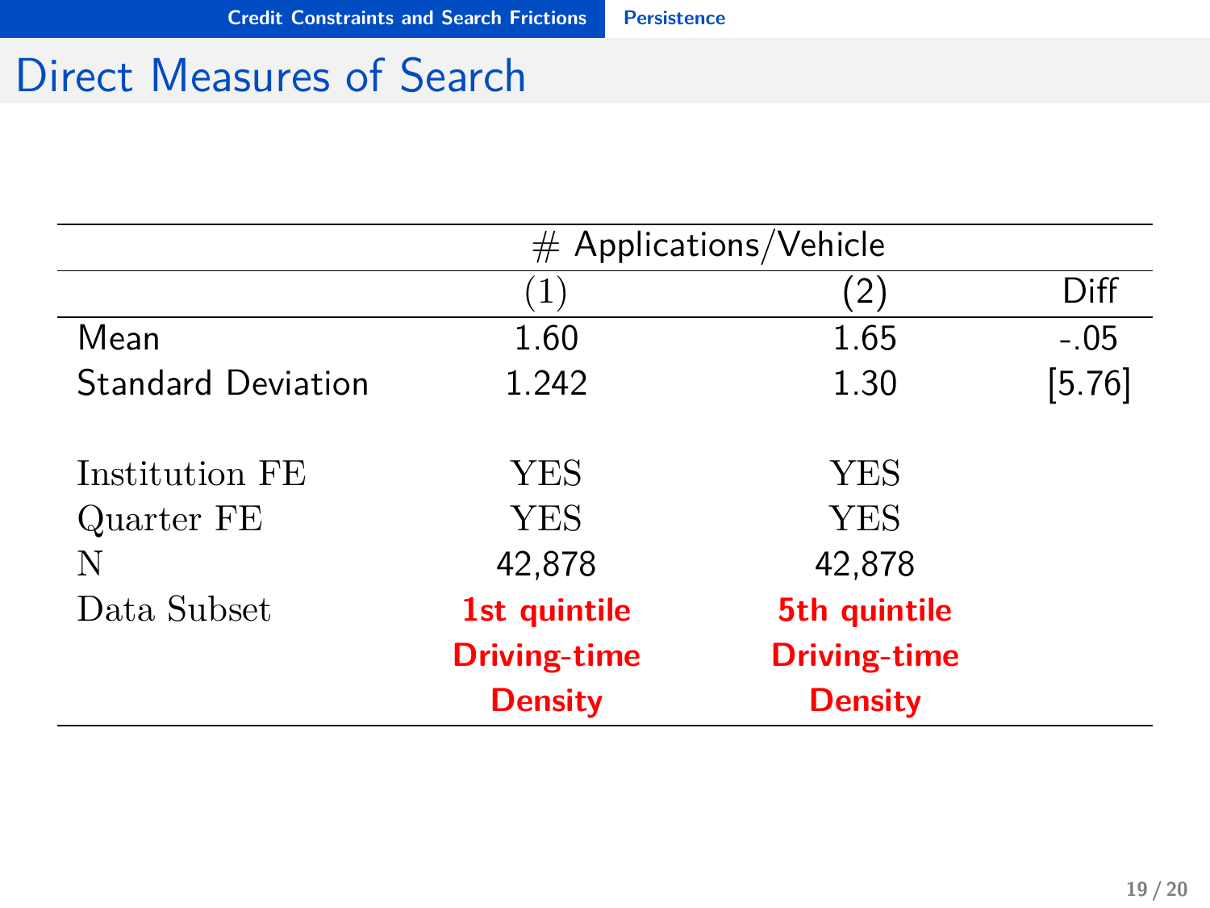# Direct Measures of Search

| | # Applications/Vehicle | | |
|---|---|---|---|
| | (1) | (2) | Diff |
| Mean | 1.60 | 1.65 | -.05 |
| Standard Deviation | 1.242 | 1.30 | [5.76] |
| Institution FE | YES | YES | |
| Quarter FE | YES | YES | |
| N | 42,878 | 42,878 | |
| Data Subset | **1st quintile Driving-time Density** | **5th quintile Driving-time Density** | |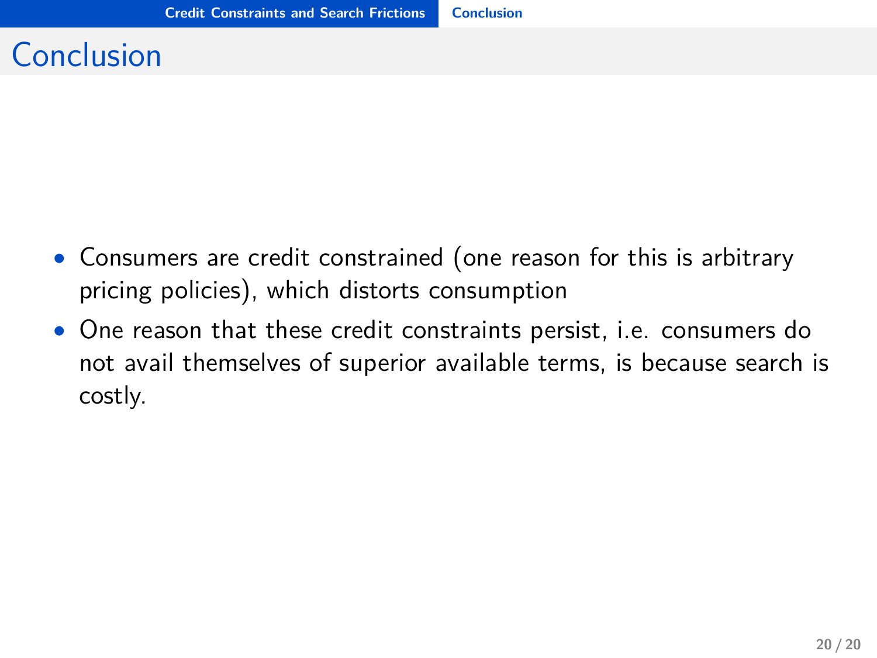# Conclusion

- Consumers are credit constrained (one reason for this is arbitrary pricing policies), which distorts consumption
- One reason that these credit constraints persist, i.e. consumers do not avail themselves of superior available terms, is because search is costly.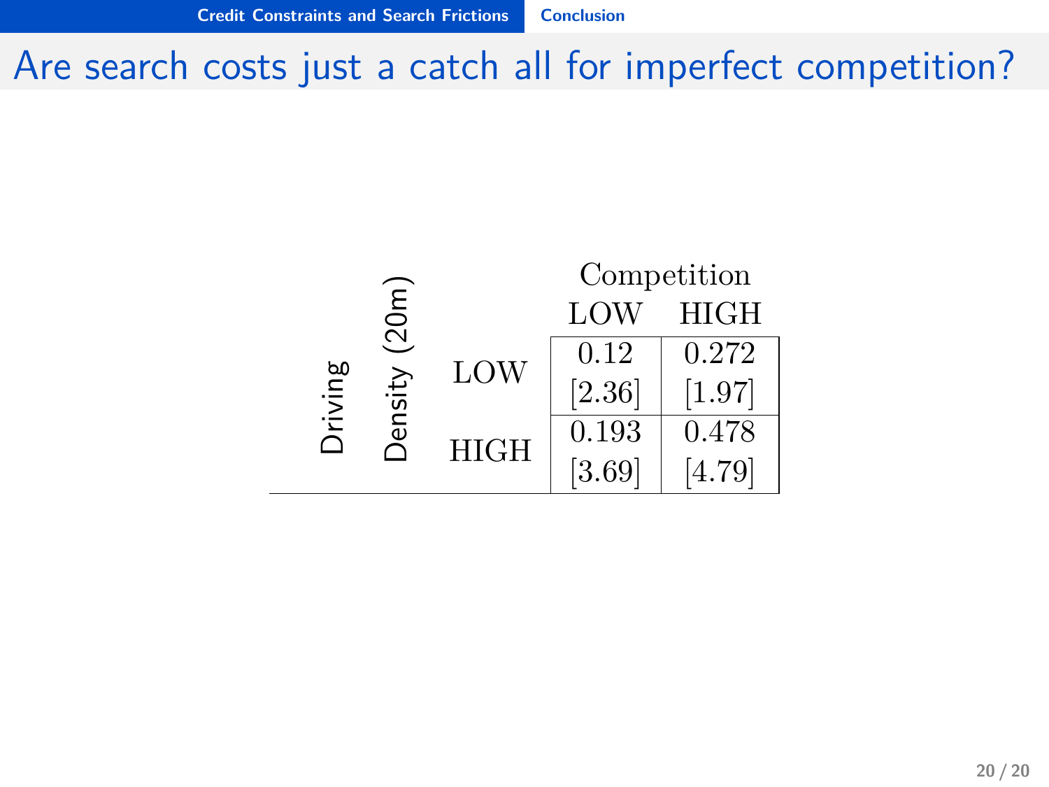# Are search costs just a catch all for imperfect competition?

| Driving Density (20m) | | Competition LOW | Competition HIGH |
|---|---|---|---|
| | LOW | 0.12 [2.36] | 0.272 [1.97] |
| | HIGH | 0.193 [3.69] | 0.478 [4.79] |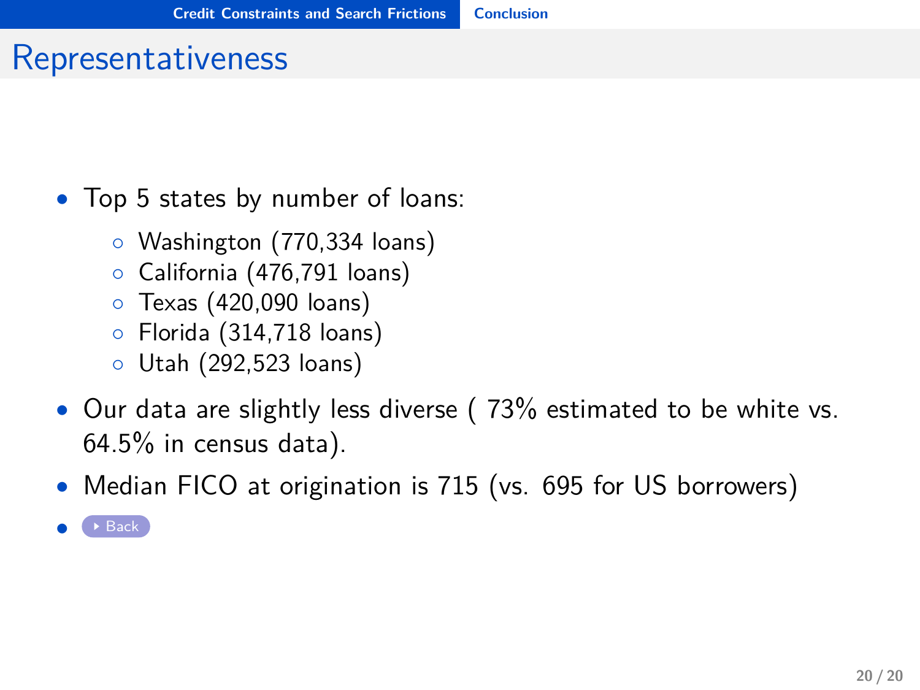# Representativeness

- Top 5 states by number of loans:
  - Washington (770,334 loans)
  - California (476,791 loans)
  - Texas (420,090 loans)
  - Florida (314,718 loans)
  - Utah (292,523 loans)
- Our data are slightly less diverse ( 73% estimated to be white vs. 64.5% in census data).
- Median FICO at origination is 715 (vs. 695 for US borrowers)
- Back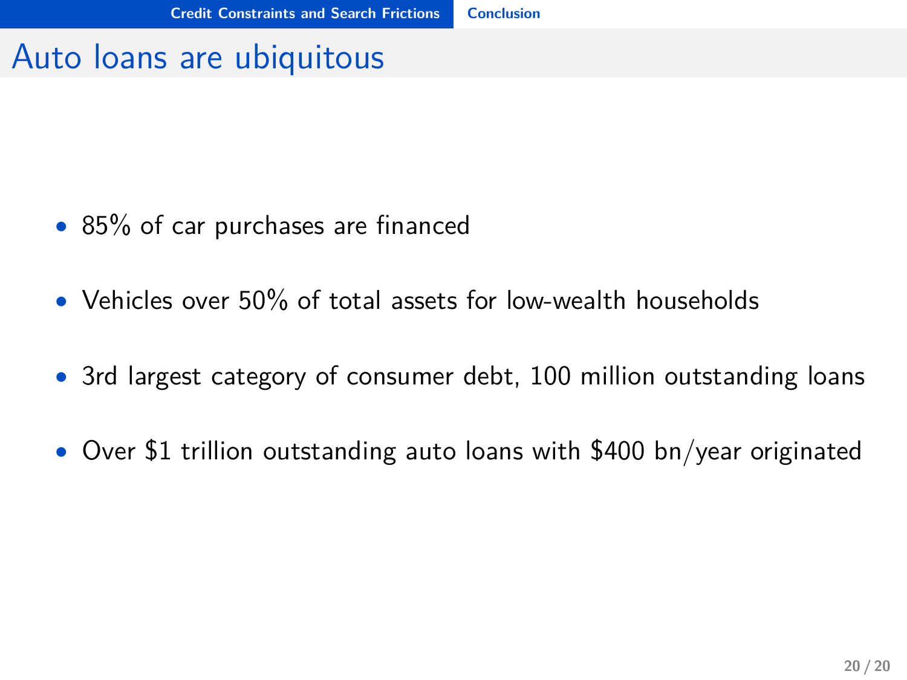# Auto loans are ubiquitous

- 85% of car purchases are financed
- Vehicles over 50% of total assets for low-wealth households
- 3rd largest category of consumer debt, 100 million outstanding loans
- Over $1 trillion outstanding auto loans with $400 bn/year originated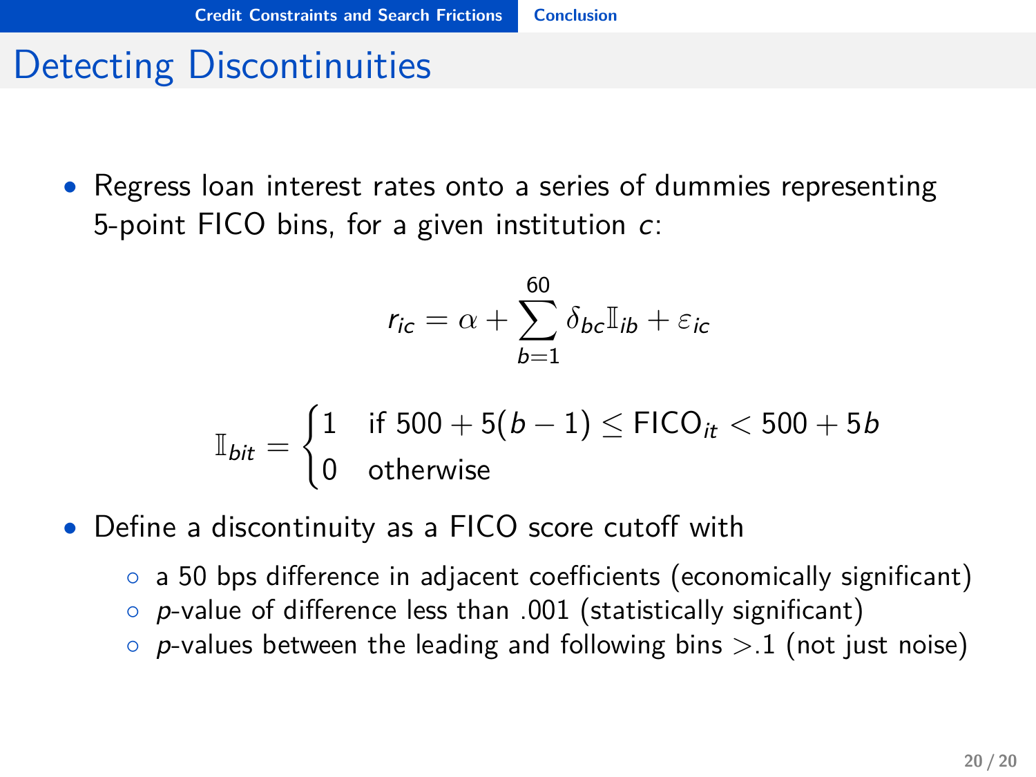# Detecting Discontinuities

- Regress loan interest rates onto a series of dummies representing 5-point FICO bins, for a given institution $c$:

$$r_{ic} = \alpha + \sum_{b=1}^{60} \delta_{bc} \mathbb{I}_{ib} + \varepsilon_{ic}$$

$$\mathbb{I}_{bit} = \begin{cases} 1 & \text{if } 500 + 5(b-1) \leq \text{FICO}_{it} < 500 + 5b \\ 0 & \text{otherwise} \end{cases}$$

- Define a discontinuity as a FICO score cutoff with
  - a 50 bps difference in adjacent coefficients (economically significant)
  - $p$-value of difference less than .001 (statistically significant)
  - $p$-values between the leading and following bins $>.1$ (not just noise)